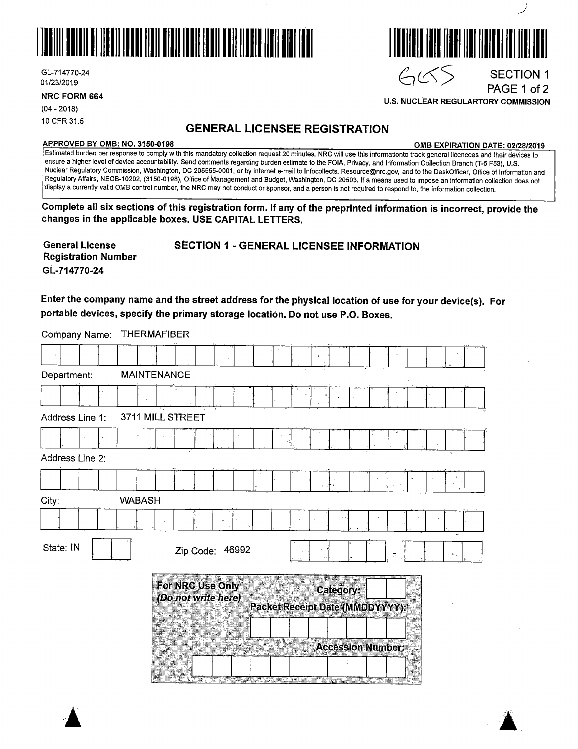GL-714770-24
01/23/2019

**NRC FORM 664**
(04 - 2018)
10 CFR 31.5

6655

SECTION 1
PAGE 1 of 2

**U.S. NUCLEAR REGULARTORY COMMISSION**

# GENERAL LICENSEE REGISTRATION

**APPROVED BY OMB: NO. 3150-0198** **OMB EXPIRATION DATE: 02/28/2019**

Estimated burden per response to comply with this mandatory collection request 20 minutes. NRC will use this informationto track general licencees and their devices to ensure a higher level of device accountability. Send comments regarding burden estimate to the FOIA, Privacy, and Information Collection Branch (T-5 F53), U.S. Nuclear Regulatory Commission, Washington, DC 205555-0001, or by internet e-mail to Infocollects. Resource@nrc.gov, and to the DeskOfficer, Office of Information and Regulatory Affairs, NEOB-10202, (3150-0198), Office of Management and Budget, Washington, DC 20503. If a means used to impose an information collection does not display a currently valid OMB control number, the NRC may not conduct or sponsor, and a person is not required to respond to, the information collection.

**Complete all six sections of this registration form. If any of the preprinted information is incorrect, provide the changes in the applicable boxes. USE CAPITAL LETTERS.**

**General License Registration Number**
GL-714770-24

## SECTION 1 - GENERAL LICENSEE INFORMATION

**Enter the company name and the street address for the physical location of use for your device(s). For portable devices, specify the primary storage location. Do not use P.O. Boxes.**

Company Name: THERMAFIBER

Department: MAINTENANCE

Address Line 1: 3711 MILL STREET

Address Line 2:

City: WABASH

State: IN

Zip Code: 46992 -

**For NRC Use Only**
***(Do not write here)***

**Category:**

**Packet Receipt Date (MMDDYYYY):**

**Accession Number:**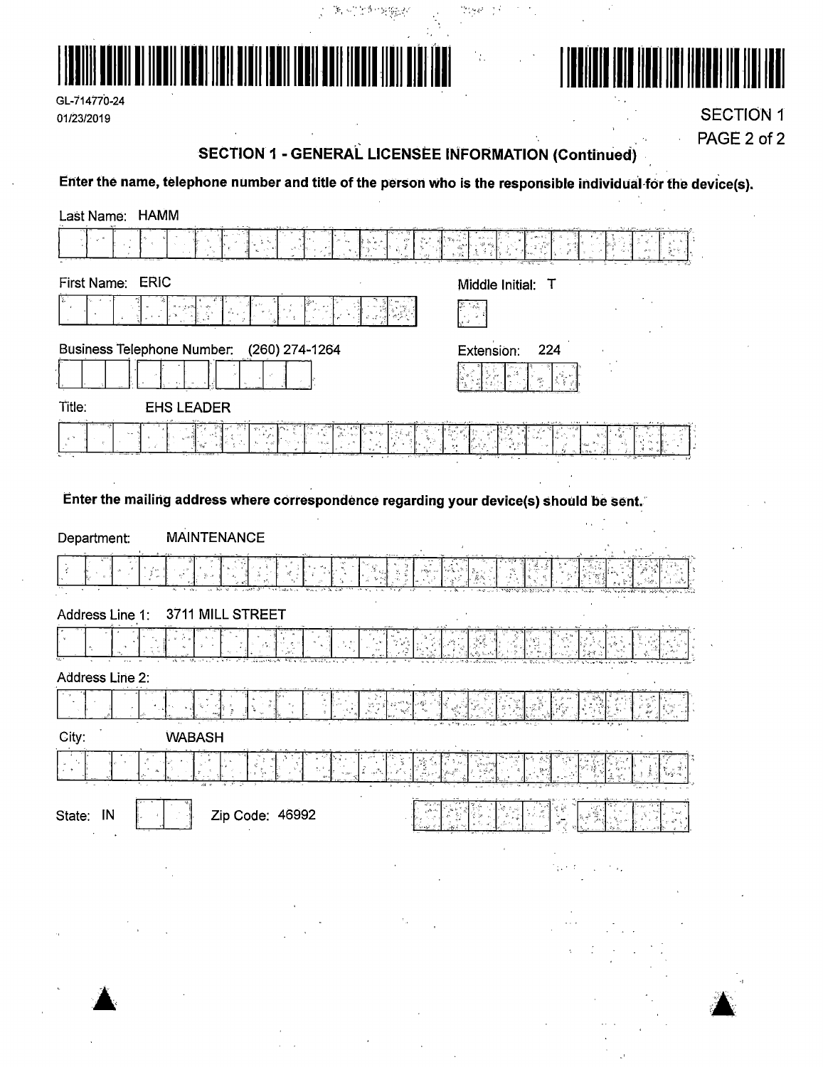GL-714770-24
01/23/2019

SECTION 1
PAGE 2 of 2

## SECTION 1 - GENERAL LICENSEE INFORMATION (Continued)

**Enter the name, telephone number and title of the person who is the responsible individual for the device(s).**

Last Name: HAMM

First Name: ERIC

Middle Initial: T

Business Telephone Number: (260) 274-1264

Extension: 224

Title: EHS LEADER

**Enter the mailing address where correspondence regarding your device(s) should be sent.**

Department: MAINTENANCE

Address Line 1: 3711 MILL STREET

Address Line 2:

City: WABASH

State: IN

Zip Code: 46992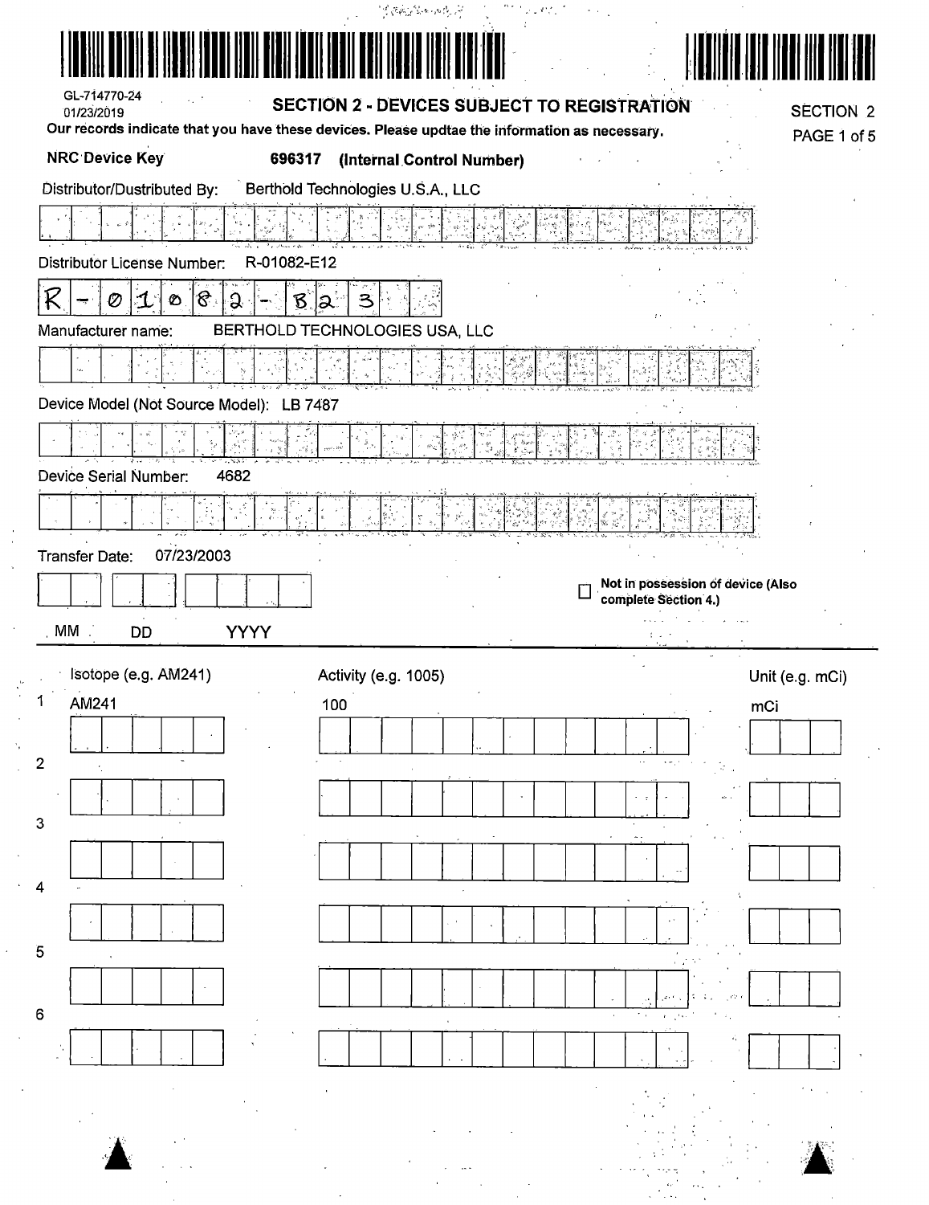GL-714770-24
01/23/2019

## SECTION 2 - DEVICES SUBJECT TO REGISTRATION

SECTION 2
PAGE 1 of 5

**Our records indicate that you have these devices. Please updtae the information as necessary.**

**NRC Device Key** **696317** **(Internal Control Number)**

Distributor/Dustributed By: Berthold Technologies U.S.A., LLC

Distributor License Number: R-01082-E12

R-01082-B23

Manufacturer name: BERTHOLD TECHNOLOGIES USA, LLC

Device Model (Not Source Model): LB 7487

Device Serial Number: 4682

Transfer Date: 07/23/2003

MM DD YYYY

☐ **Not in possession of device (Also complete Section 4.)**

| | Isotope (e.g. AM241) | Activity (e.g. 1005) | Unit (e.g. mCi) |
|---|---|---|---|
| 1 | AM241 | 100 | mCi |
| 2 | | | |
| 3 | | | |
| 4 | | | |
| 5 | | | |
| 6 | | | |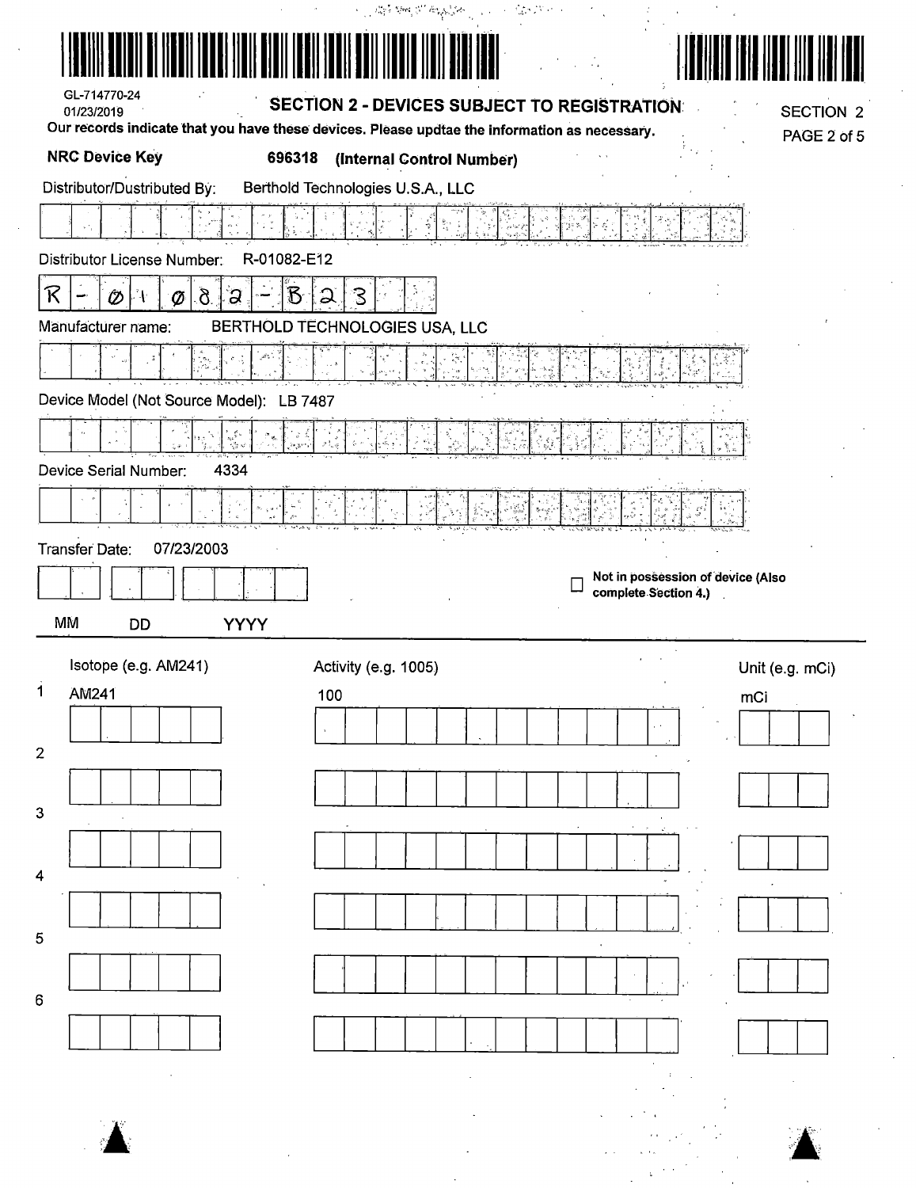GL-714770-24
01/23/2019

## SECTION 2 - DEVICES SUBJECT TO REGISTRATION

SECTION 2
PAGE 2 of 5

**Our records indicate that you have these devices. Please updtae the information as necessary.**

**NRC Device Key** **696318 (Internal Control Number)**

Distributor/Dustributed By: Berthold Technologies U.S.A., LLC

Distributor License Number: R-01082-E12

R-01082-B23

Manufacturer name: BERTHOLD TECHNOLOGIES USA, LLC

Device Model (Not Source Model): LB 7487

Device Serial Number: 4334

Transfer Date: 07/23/2003

MM DD YYYY

☐ **Not in possession of device (Also complete Section 4.)**

| | Isotope (e.g. AM241) | Activity (e.g. 1005) | Unit (e.g. mCi) |
|---|---|---|---|
| 1 | AM241 | 100 | mCi |
| 2 | | | |
| 3 | | | |
| 4 | | | |
| 5 | | | |
| 6 | | | |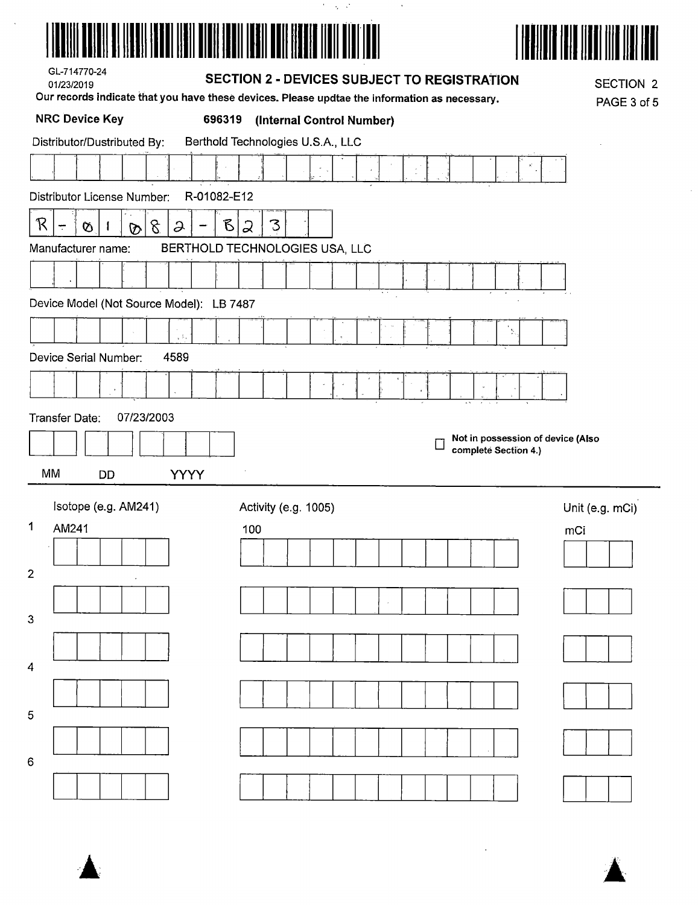GL-714770-24
01/23/2019

## SECTION 2 - DEVICES SUBJECT TO REGISTRATION

SECTION 2
PAGE 3 of 5

**Our records indicate that you have these devices. Please updtae the information as necessary.**

**NRC Device Key** **696319 (Internal Control Number)**

Distributor/Dustributed By: Berthold Technologies U.S.A., LLC

Distributor License Number: R-01082-E12

R-01082-E23

Manufacturer name: BERTHOLD TECHNOLOGIES USA, LLC

Device Model (Not Source Model): LB 7487

Device Serial Number: 4589

Transfer Date: 07/23/2003

MM DD YYYY

☐ **Not in possession of device (Also complete Section 4.)**

| | Isotope (e.g. AM241) | Activity (e.g. 1005) | Unit (e.g. mCi) |
|---|---|---|---|
| 1 | AM241 | 100 | mCi |
| 2 | | | |
| 3 | | | |
| 4 | | | |
| 5 | | | |
| 6 | | | |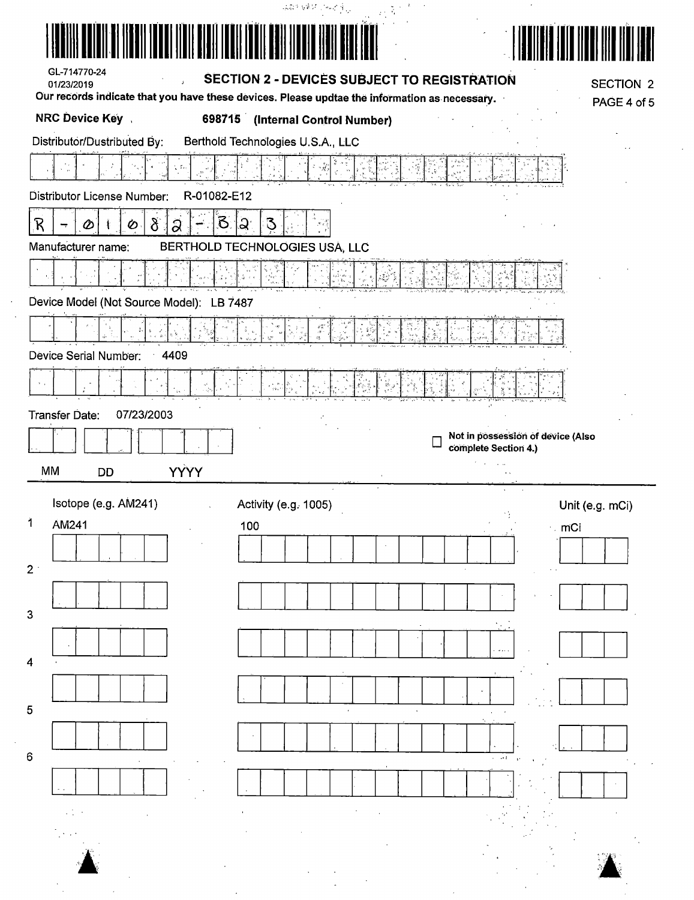GL-714770-24
01/23/2019

## SECTION 2 - DEVICES SUBJECT TO REGISTRATION

SECTION 2

**Our records indicate that you have these devices. Please updtae the information as necessary.**

**NRC Device Key** **698715 (Internal Control Number)**

Distributor/Dustributed By: Berthold Technologies U.S.A., LLC

Distributor License Number: R-01082-E12

R-01082-323

Manufacturer name: BERTHOLD TECHNOLOGIES USA, LLC

Device Model (Not Source Model): LB 7487

Device Serial Number: 4409

Transfer Date: 07/23/2003

MM DD YYYY

☐ **Not in possession of device (Also complete Section 4.)**

| | Isotope (e.g. AM241) | Activity (e.g. 1005) | Unit (e.g. mCi) |
|---|---|---|---|
| 1 | AM241 | 100 | mCi |
| 2 | | | |
| 3 | | | |
| 4 | | | |
| 5 | | | |
| 6 | | | |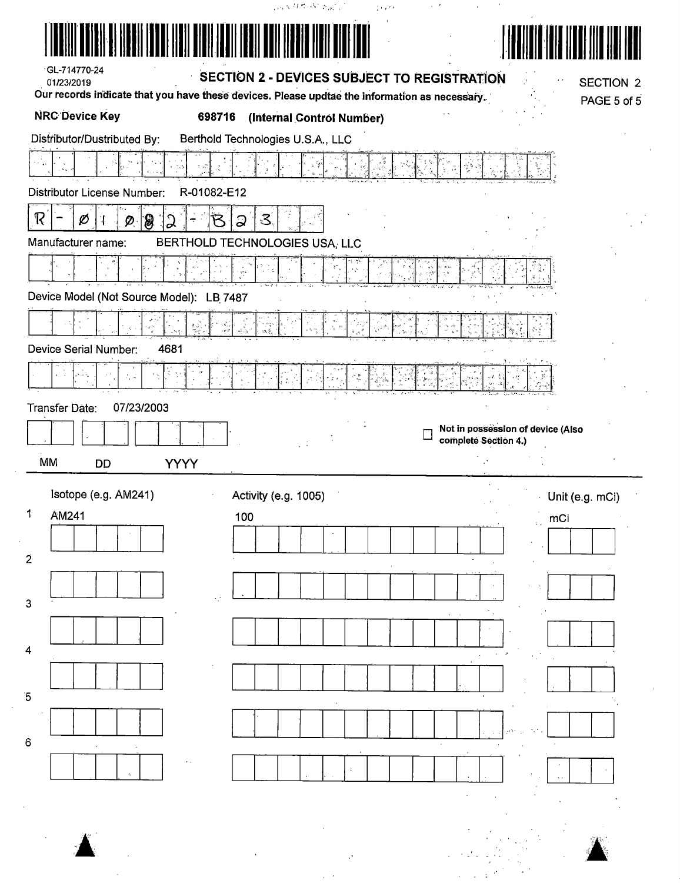GL-714770-24
01/23/2019

# SECTION 2 - DEVICES SUBJECT TO REGISTRATION

SECTION 2

Our records indicate that you have these devices. Please updtae the information as necessary.

**NRC Device Key** **698716 (Internal Control Number)**

Distributor/Dustributed By: Berthold Technologies U.S.A., LLC

Distributor License Number: R-01082-E12

R-Ø1Ø82-B23

Manufacturer name: BERTHOLD TECHNOLOGIES USA, LLC

Device Model (Not Source Model): LB 7487

Device Serial Number: 4681

Transfer Date: 07/23/2003

MM DD YYYY

☐ **Not in possession of device (Also complete Section 4.)**

| | Isotope (e.g. AM241) | Activity (e.g. 1005) | Unit (e.g. mCi) |
|---|---|---|---|
| 1 | AM241 | 100 | mCi |
| 2 | | | |
| 3 | | | |
| 4 | | | |
| 5 | | | |
| 6 | | | |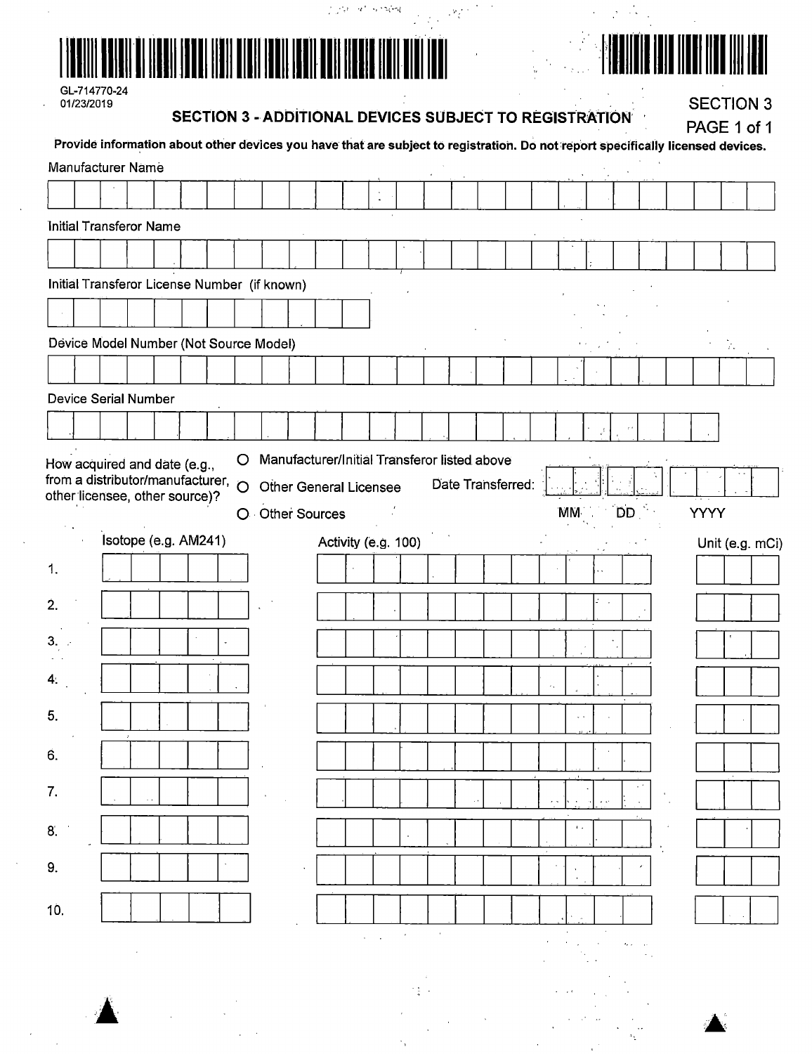GL-714770-24
01/23/2019

## SECTION 3 - ADDITIONAL DEVICES SUBJECT TO REGISTRATION

SECTION 3
PAGE 1 of 1

**Provide information about other devices you have that are subject to registration. Do not report specifically licensed devices.**

Manufacturer Name

Initial Transferor Name

Initial Transferor License Number (if known)

Device Model Number (Not Source Model)

Device Serial Number

How acquired and date (e.g., from a distributor/manufacturer, other licensee, other source)?

- ○ Manufacturer/Initial Transferor listed above
- ○ Other General Licensee
- ○ Other Sources

Date Transferred: MM DD YYYY

| | Isotope (e.g. AM241) | Activity (e.g. 100) | Unit (e.g. mCi) |
|---|---|---|---|
| 1. | | | |
| 2. | | | |
| 3. | | | |
| 4. | | | |
| 5. | | | |
| 6. | | | |
| 7. | | | |
| 8. | | | |
| 9. | | | |
| 10. | | | |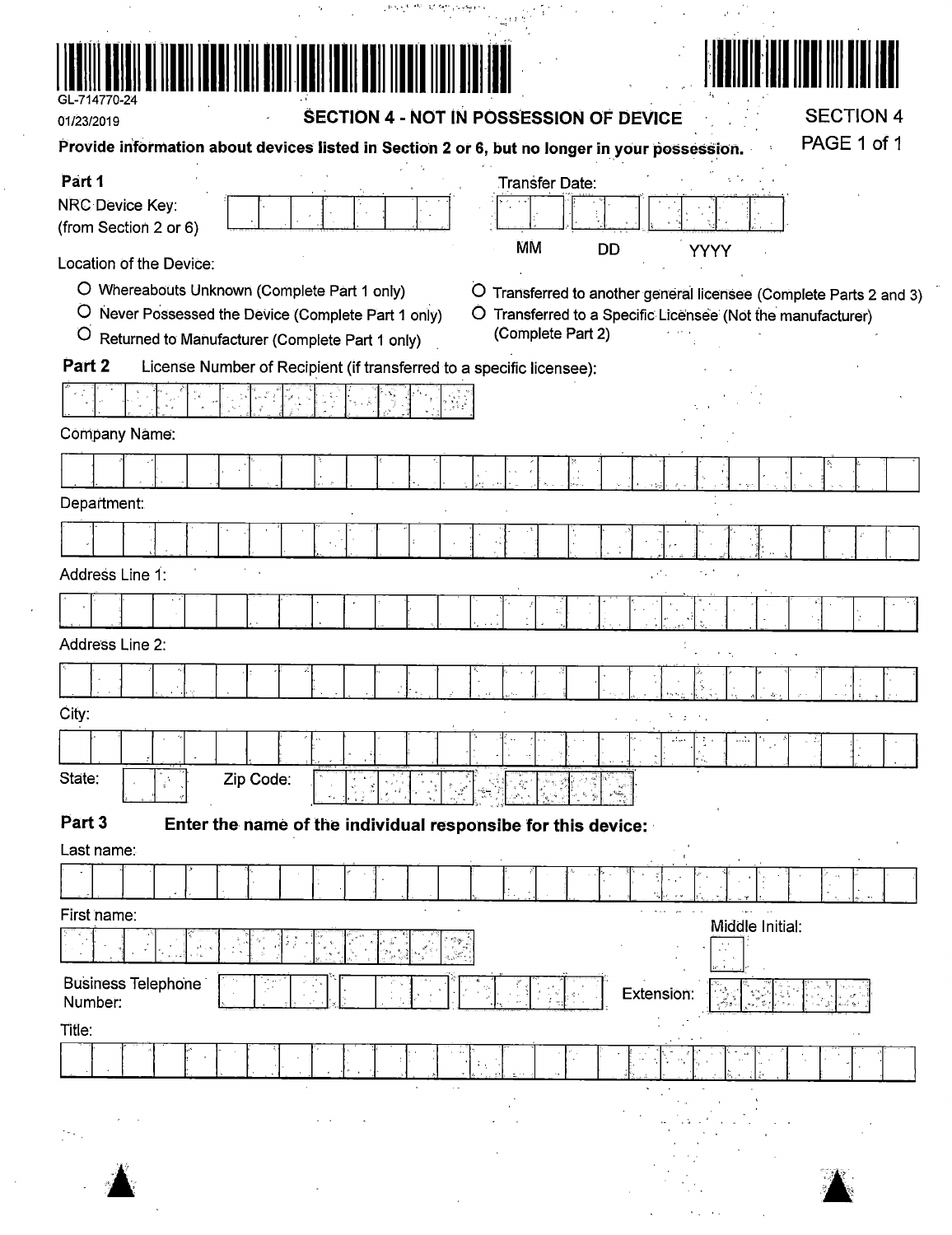GL-714770-24

01/23/2019

## SECTION 4 - NOT IN POSSESSION OF DEVICE

SECTION 4
PAGE 1 of 1

**Provide information about devices listed in Section 2 or 6, but no longer in your possession.**

**Part 1**

NRC Device Key: (from Section 2 or 6)

Transfer Date: MM DD YYYY

Location of the Device:

- ○ Whereabouts Unknown (Complete Part 1 only)
- ○ Never Possessed the Device (Complete Part 1 only)
- ○ Returned to Manufacturer (Complete Part 1 only)
- ○ Transferred to another general licensee (Complete Parts 2 and 3)
- ○ Transferred to a Specific Licensee (Not the manufacturer) (Complete Part 2)

**Part 2** License Number of Recipient (if transferred to a specific licensee):

Company Name:

Department:

Address Line 1:

Address Line 2:

City:

State: Zip Code:

**Part 3** **Enter the name of the individual responsibe for this device:**

Last name:

First name:

Middle Initial:

Business Telephone Number:

Extension:

Title: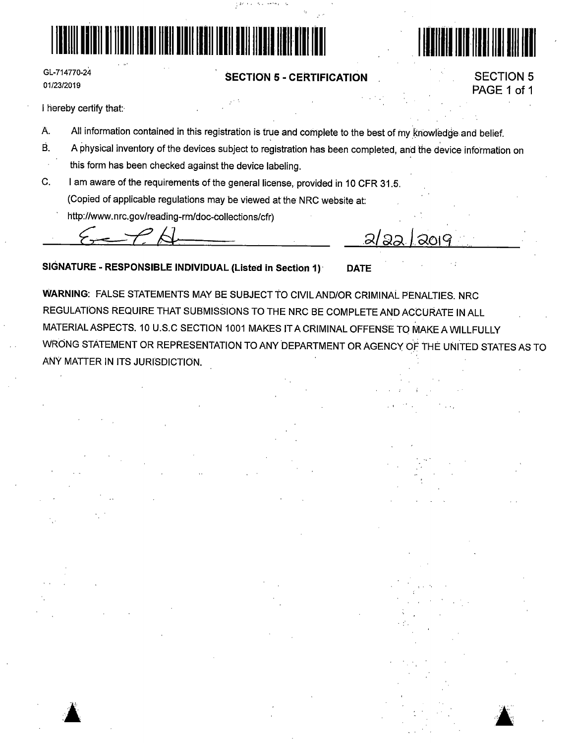GL-714770-24
01/23/2019

## SECTION 5 - CERTIFICATION

SECTION 5
PAGE 1 of 1

I hereby certify that:

A. All information contained in this registration is true and complete to the best of my knowledge and belief.

B. A physical inventory of the devices subject to registration has been completed, and the device information on this form has been checked against the device labeling.

C. I am aware of the requirements of the general license, provided in 10 CFR 31.5.
(Copied of applicable regulations may be viewed at the NRC website at:
http://www.nrc.gov/reading-rm/doc-collections/cfr)

[Signature] 2/22/2019

**SIGNATURE - RESPONSIBLE INDIVIDUAL (Listed in Section 1)** **DATE**

**WARNING:** FALSE STATEMENTS MAY BE SUBJECT TO CIVIL AND/OR CRIMINAL PENALTIES. NRC REGULATIONS REQUIRE THAT SUBMISSIONS TO THE NRC BE COMPLETE AND ACCURATE IN ALL MATERIAL ASPECTS. 10 U.S.C SECTION 1001 MAKES IT A CRIMINAL OFFENSE TO MAKE A WILLFULLY WRONG STATEMENT OR REPRESENTATION TO ANY DEPARTMENT OR AGENCY OF THE UNITED STATES AS TO ANY MATTER IN ITS JURISDICTION.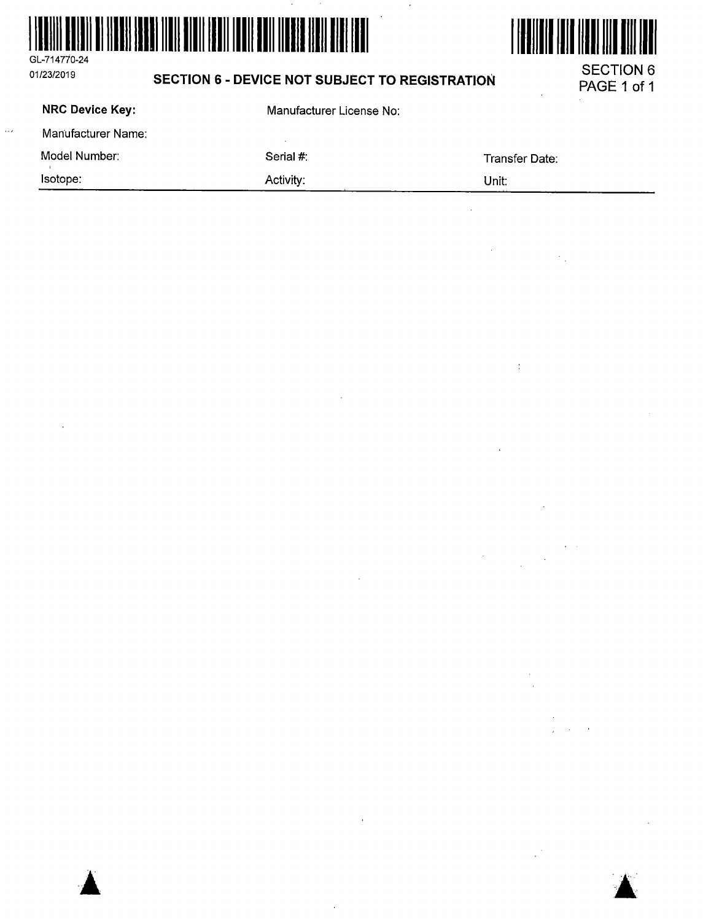GL-714770-24

01/23/2019

## SECTION 6 - DEVICE NOT SUBJECT TO REGISTRATION

SECTION 6

PAGE 1 of 1

| | | |
|---|---|---|
| **NRC Device Key:** | Manufacturer License No: | |
| Manufacturer Name: | | |
| Model Number: | Serial #: | Transfer Date: |
| Isotope: | Activity: | Unit: |